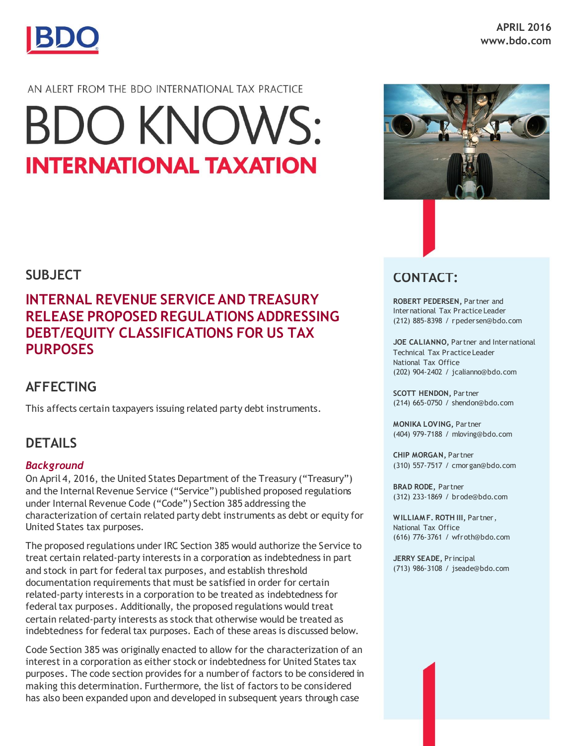APRIL 2016
www.bdo.com

AN ALERT FROM THE BDO INTERNATIONAL TAX PRACTICE

# BDO KNOWS: INTERNATIONAL TAXATION

## SUBJECT

### INTERNAL REVENUE SERVICE AND TREASURY RELEASE PROPOSED REGULATIONS ADDRESSING DEBT/EQUITY CLASSIFICATIONS FOR US TAX PURPOSES

## AFFECTING

This affects certain taxpayers issuing related party debt instruments.

## DETAILS

### *Background*

On April 4, 2016, the United States Department of the Treasury ("Treasury") and the Internal Revenue Service ("Service") published proposed regulations under Internal Revenue Code ("Code") Section 385 addressing the characterization of certain related party debt instruments as debt or equity for United States tax purposes.

The proposed regulations under IRC Section 385 would authorize the Service to treat certain related-party interests in a corporation as indebtedness in part and stock in part for federal tax purposes, and establish threshold documentation requirements that must be satisfied in order for certain related-party interests in a corporation to be treated as indebtedness for federal tax purposes. Additionally, the proposed regulations would treat certain related-party interests as stock that otherwise would be treated as indebtedness for federal tax purposes. Each of these areas is discussed below.

Code Section 385 was originally enacted to allow for the characterization of an interest in a corporation as either stock or indebtedness for United States tax purposes. The code section provides for a number of factors to be considered in making this determination. Furthermore, the list of factors to be considered has also been expanded upon and developed in subsequent years through case

## CONTACT:

**ROBERT PEDERSEN,** Partner and International Tax Practice Leader
(212) 885-8398 / rpedersen@bdo.com

**JOE CALIANNO,** Partner and International Technical Tax Practice Leader
National Tax Office
(202) 904-2402 / jcalianno@bdo.com

**SCOTT HENDON,** Partner
(214) 665-0750 / shendon@bdo.com

**MONIKA LOVING,** Partner
(404) 979-7188 / mloving@bdo.com

**CHIP MORGAN,** Partner
(310) 557-7517 / cmorgan@bdo.com

**BRAD RODE,** Partner
(312) 233-1869 / brode@bdo.com

**WILLIAM F. ROTH III,** Partner,
National Tax Office
(616) 776-3761 / wfroth@bdo.com

**JERRY SEADE,** Principal
(713) 986-3108 / jseade@bdo.com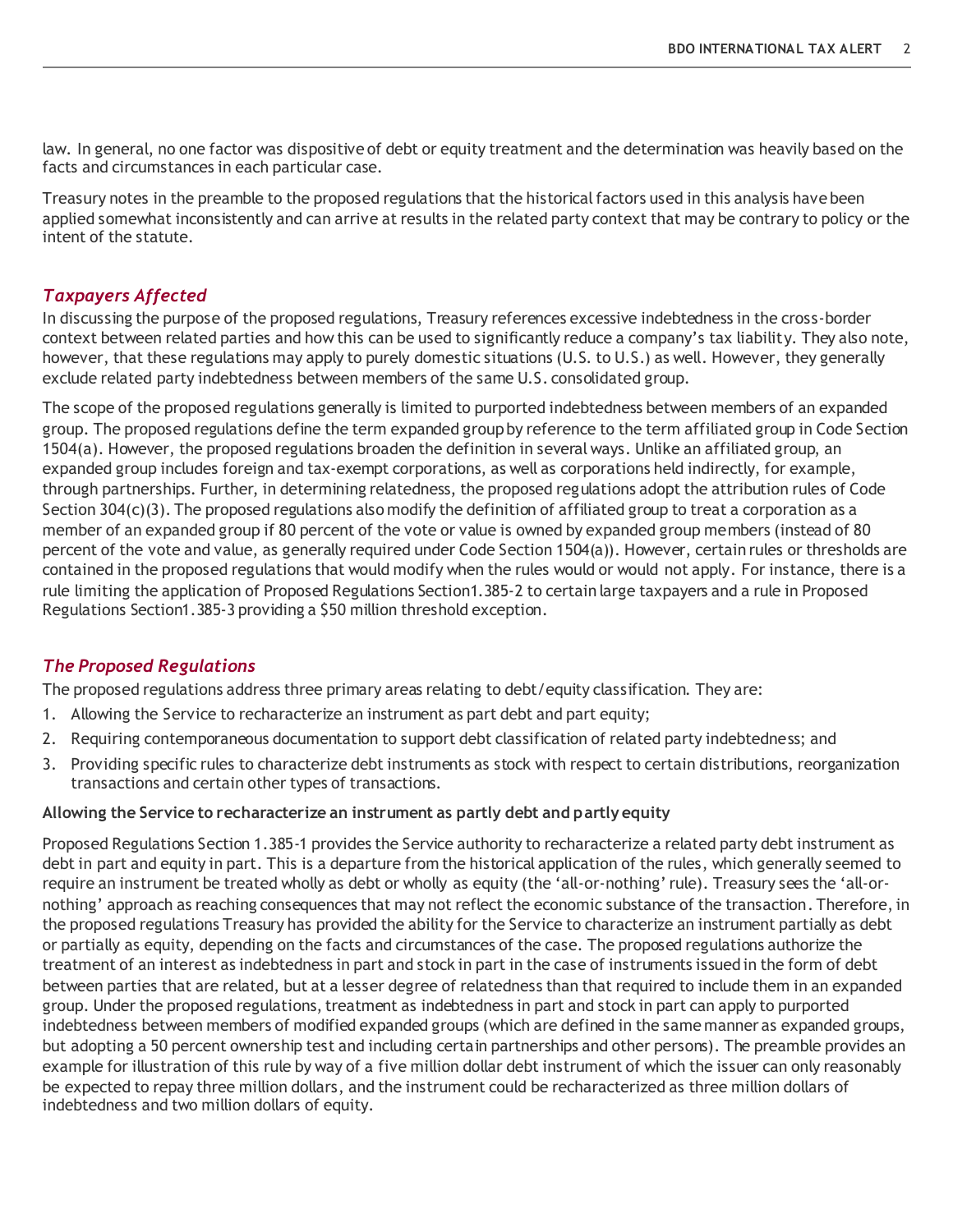law. In general, no one factor was dispositive of debt or equity treatment and the determination was heavily based on the facts and circumstances in each particular case.

Treasury notes in the preamble to the proposed regulations that the historical factors used in this analysis have been applied somewhat inconsistently and can arrive at results in the related party context that may be contrary to policy or the intent of the statute.

## *Taxpayers Affected*

In discussing the purpose of the proposed regulations, Treasury references excessive indebtedness in the cross-border context between related parties and how this can be used to significantly reduce a company's tax liability. They also note, however, that these regulations may apply to purely domestic situations (U.S. to U.S.) as well. However, they generally exclude related party indebtedness between members of the same U.S. consolidated group.

The scope of the proposed regulations generally is limited to purported indebtedness between members of an expanded group. The proposed regulations define the term expanded group by reference to the term affiliated group in Code Section 1504(a). However, the proposed regulations broaden the definition in several ways. Unlike an affiliated group, an expanded group includes foreign and tax-exempt corporations, as well as corporations held indirectly, for example, through partnerships. Further, in determining relatedness, the proposed regulations adopt the attribution rules of Code Section 304(c)(3). The proposed regulations also modify the definition of affiliated group to treat a corporation as a member of an expanded group if 80 percent of the vote or value is owned by expanded group members (instead of 80 percent of the vote and value, as generally required under Code Section 1504(a)). However, certain rules or thresholds are contained in the proposed regulations that would modify when the rules would or would not apply. For instance, there is a rule limiting the application of Proposed Regulations Section1.385-2 to certain large taxpayers and a rule in Proposed Regulations Section1.385-3 providing a $50 million threshold exception.

## *The Proposed Regulations*

The proposed regulations address three primary areas relating to debt/equity classification. They are:

1. Allowing the Service to recharacterize an instrument as part debt and part equity;
2. Requiring contemporaneous documentation to support debt classification of related party indebtedness; and
3. Providing specific rules to characterize debt instruments as stock with respect to certain distributions, reorganization transactions and certain other types of transactions.

**Allowing the Service to recharacterize an instrument as partly debt and partly equity**

Proposed Regulations Section 1.385-1 provides the Service authority to recharacterize a related party debt instrument as debt in part and equity in part. This is a departure from the historical application of the rules, which generally seemed to require an instrument be treated wholly as debt or wholly as equity (the 'all-or-nothing' rule). Treasury sees the 'all-or-nothing' approach as reaching consequences that may not reflect the economic substance of the transaction. Therefore, in the proposed regulations Treasury has provided the ability for the Service to characterize an instrument partially as debt or partially as equity, depending on the facts and circumstances of the case. The proposed regulations authorize the treatment of an interest as indebtedness in part and stock in part in the case of instruments issued in the form of debt between parties that are related, but at a lesser degree of relatedness than that required to include them in an expanded group. Under the proposed regulations, treatment as indebtedness in part and stock in part can apply to purported indebtedness between members of modified expanded groups (which are defined in the same manner as expanded groups, but adopting a 50 percent ownership test and including certain partnerships and other persons). The preamble provides an example for illustration of this rule by way of a five million dollar debt instrument of which the issuer can only reasonably be expected to repay three million dollars, and the instrument could be recharacterized as three million dollars of indebtedness and two million dollars of equity.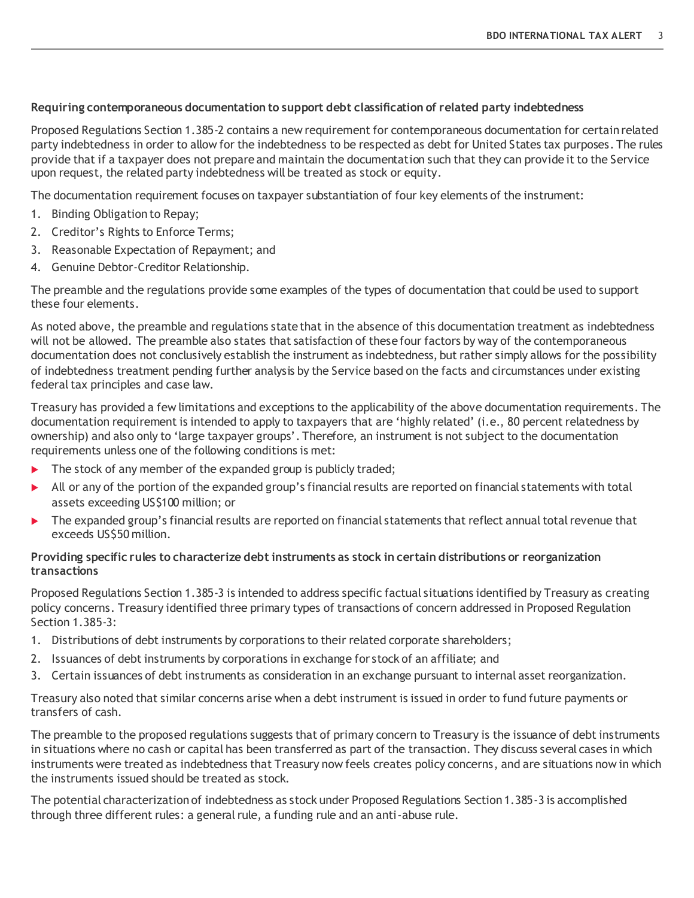**Requiring contemporaneous documentation to support debt classification of related party indebtedness**

Proposed Regulations Section 1.385-2 contains a new requirement for contemporaneous documentation for certain related party indebtedness in order to allow for the indebtedness to be respected as debt for United States tax purposes. The rules provide that if a taxpayer does not prepare and maintain the documentation such that they can provide it to the Service upon request, the related party indebtedness will be treated as stock or equity.

The documentation requirement focuses on taxpayer substantiation of four key elements of the instrument:

1. Binding Obligation to Repay;
2. Creditor's Rights to Enforce Terms;
3. Reasonable Expectation of Repayment; and
4. Genuine Debtor-Creditor Relationship.

The preamble and the regulations provide some examples of the types of documentation that could be used to support these four elements.

As noted above, the preamble and regulations state that in the absence of this documentation treatment as indebtedness will not be allowed. The preamble also states that satisfaction of these four factors by way of the contemporaneous documentation does not conclusively establish the instrument as indebtedness, but rather simply allows for the possibility of indebtedness treatment pending further analysis by the Service based on the facts and circumstances under existing federal tax principles and case law.

Treasury has provided a few limitations and exceptions to the applicability of the above documentation requirements. The documentation requirement is intended to apply to taxpayers that are 'highly related' (i.e., 80 percent relatedness by ownership) and also only to 'large taxpayer groups'. Therefore, an instrument is not subject to the documentation requirements unless one of the following conditions is met:

- The stock of any member of the expanded group is publicly traded;
- All or any of the portion of the expanded group's financial results are reported on financial statements with total assets exceeding US$100 million; or
- The expanded group's financial results are reported on financial statements that reflect annual total revenue that exceeds US$50 million.

**Providing specific rules to characterize debt instruments as stock in certain distributions or reorganization transactions**

Proposed Regulations Section 1.385-3 is intended to address specific factual situations identified by Treasury as creating policy concerns. Treasury identified three primary types of transactions of concern addressed in Proposed Regulation Section 1.385-3:

1. Distributions of debt instruments by corporations to their related corporate shareholders;
2. Issuances of debt instruments by corporations in exchange for stock of an affiliate; and
3. Certain issuances of debt instruments as consideration in an exchange pursuant to internal asset reorganization.

Treasury also noted that similar concerns arise when a debt instrument is issued in order to fund future payments or transfers of cash.

The preamble to the proposed regulations suggests that of primary concern to Treasury is the issuance of debt instruments in situations where no cash or capital has been transferred as part of the transaction. They discuss several cases in which instruments were treated as indebtedness that Treasury now feels creates policy concerns, and are situations now in which the instruments issued should be treated as stock.

The potential characterization of indebtedness as stock under Proposed Regulations Section 1.385-3 is accomplished through three different rules: a general rule, a funding rule and an anti-abuse rule.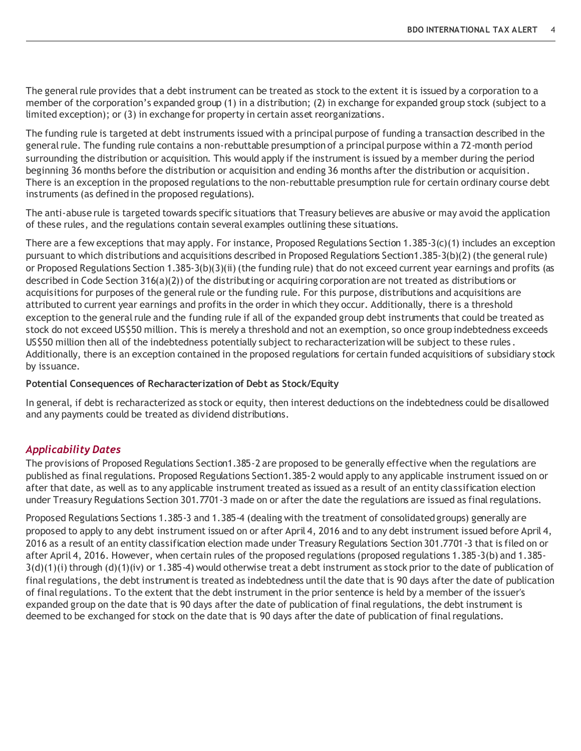The general rule provides that a debt instrument can be treated as stock to the extent it is issued by a corporation to a member of the corporation's expanded group (1) in a distribution; (2) in exchange for expanded group stock (subject to a limited exception); or (3) in exchange for property in certain asset reorganizations.

The funding rule is targeted at debt instruments issued with a principal purpose of funding a transaction described in the general rule. The funding rule contains a non-rebuttable presumption of a principal purpose within a 72-month period surrounding the distribution or acquisition. This would apply if the instrument is issued by a member during the period beginning 36 months before the distribution or acquisition and ending 36 months after the distribution or acquisition. There is an exception in the proposed regulations to the non-rebuttable presumption rule for certain ordinary course debt instruments (as defined in the proposed regulations).

The anti-abuse rule is targeted towards specific situations that Treasury believes are abusive or may avoid the application of these rules, and the regulations contain several examples outlining these situations.

There are a few exceptions that may apply. For instance, Proposed Regulations Section 1.385-3(c)(1) includes an exception pursuant to which distributions and acquisitions described in Proposed Regulations Section1.385-3(b)(2) (the general rule) or Proposed Regulations Section 1.385-3(b)(3)(ii) (the funding rule) that do not exceed current year earnings and profits (as described in Code Section 316(a)(2)) of the distributing or acquiring corporation are not treated as distributions or acquisitions for purposes of the general rule or the funding rule. For this purpose, distributions and acquisitions are attributed to current year earnings and profits in the order in which they occur. Additionally, there is a threshold exception to the general rule and the funding rule if all of the expanded group debt instruments that could be treated as stock do not exceed US$50 million. This is merely a threshold and not an exemption, so once group indebtedness exceeds US$50 million then all of the indebtedness potentially subject to recharacterization will be subject to these rules. Additionally, there is an exception contained in the proposed regulations for certain funded acquisitions of subsidiary stock by issuance.

**Potential Consequences of Recharacterization of Debt as Stock/Equity**

In general, if debt is recharacterized as stock or equity, then interest deductions on the indebtedness could be disallowed and any payments could be treated as dividend distributions.

### *Applicability Dates*

The provisions of Proposed Regulations Section1.385-2 are proposed to be generally effective when the regulations are published as final regulations. Proposed Regulations Section1.385-2 would apply to any applicable instrument issued on or after that date, as well as to any applicable instrument treated as issued as a result of an entity classification election under Treasury Regulations Section 301.7701-3 made on or after the date the regulations are issued as final regulations.

Proposed Regulations Sections 1.385-3 and 1.385-4 (dealing with the treatment of consolidated groups) generally are proposed to apply to any debt instrument issued on or after April 4, 2016 and to any debt instrument issued before April 4, 2016 as a result of an entity classification election made under Treasury Regulations Section 301.7701-3 that is filed on or after April 4, 2016. However, when certain rules of the proposed regulations (proposed regulations 1.385-3(b) and 1.385-3(d)(1)(i) through (d)(1)(iv) or 1.385-4) would otherwise treat a debt instrument as stock prior to the date of publication of final regulations, the debt instrument is treated as indebtedness until the date that is 90 days after the date of publication of final regulations. To the extent that the debt instrument in the prior sentence is held by a member of the issuer's expanded group on the date that is 90 days after the date of publication of final regulations, the debt instrument is deemed to be exchanged for stock on the date that is 90 days after the date of publication of final regulations.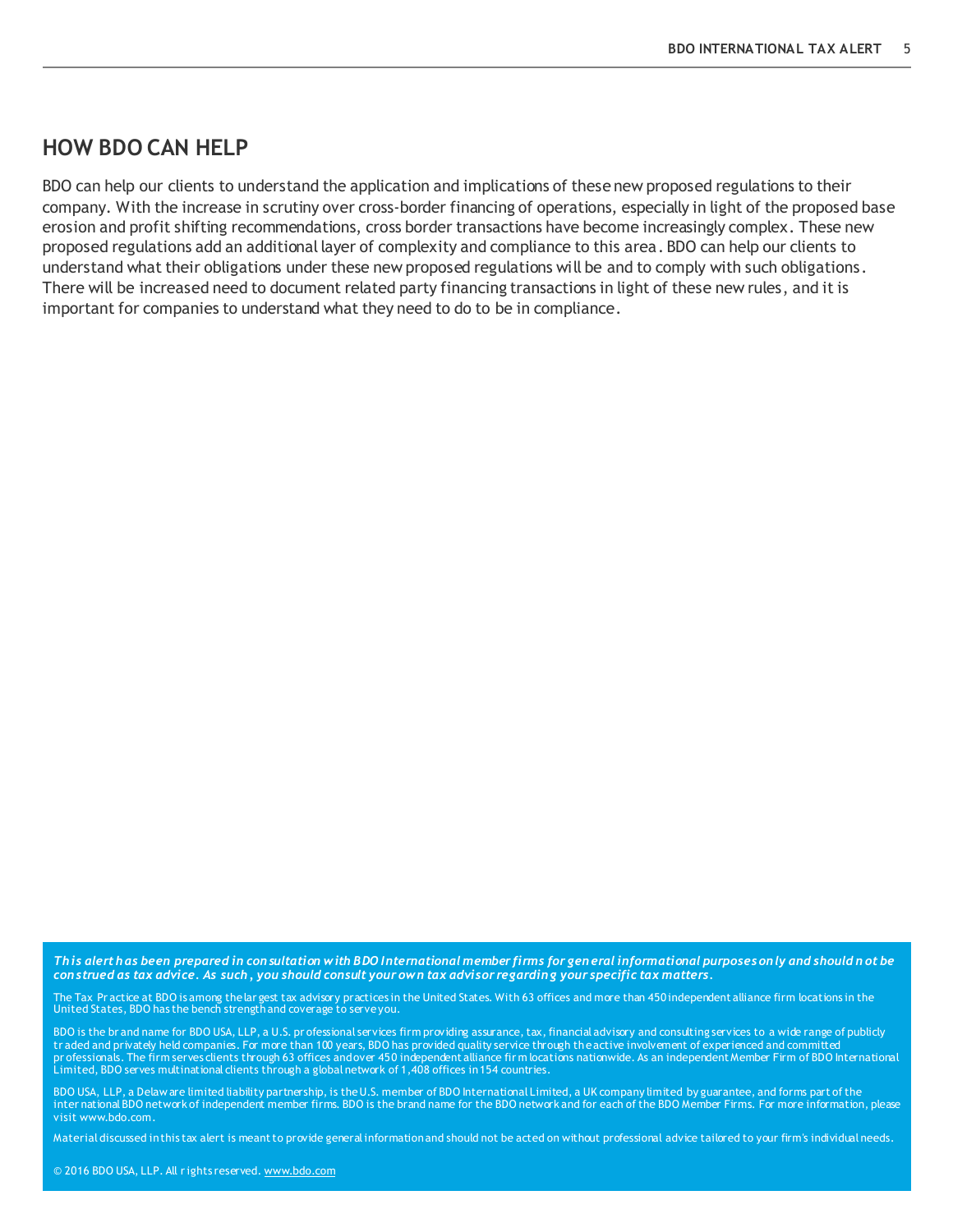## HOW BDO CAN HELP

BDO can help our clients to understand the application and implications of these new proposed regulations to their company. With the increase in scrutiny over cross-border financing of operations, especially in light of the proposed base erosion and profit shifting recommendations, cross border transactions have become increasingly complex. These new proposed regulations add an additional layer of complexity and compliance to this area. BDO can help our clients to understand what their obligations under these new proposed regulations will be and to comply with such obligations. There will be increased need to document related party financing transactions in light of these new rules, and it is important for companies to understand what they need to do to be in compliance.

***This alert has been prepared in consultation with BDO International member firms for general informational purposes only and should not be construed as tax advice. As such, you should consult your own tax advisor regarding your specific tax matters.***

The Tax Practice at BDO is among the largest tax advisory practices in the United States. With 63 offices and more than 450 independent alliance firm locations in the United States, BDO has the bench strength and coverage to serve you.

BDO is the brand name for BDO USA, LLP, a U.S. professional services firm providing assurance, tax, financial advisory and consulting services to a wide range of publicly traded and privately held companies. For more than 100 years, BDO has provided quality service through the active involvement of experienced and committed professionals. The firm serves clients through 63 offices and over 450 independent alliance firm locations nationwide. As an independent Member Firm of BDO International Limited, BDO serves multinational clients through a global network of 1,408 offices in 154 countries.

BDO USA, LLP, a Delaware limited liability partnership, is the U.S. member of BDO International Limited, a UK company limited by guarantee, and forms part of the international BDO network of independent member firms. BDO is the brand name for the BDO network and for each of the BDO Member Firms. For more information, please visit www.bdo.com.

Material discussed in this tax alert is meant to provide general information and should not be acted on without professional advice tailored to your firm's individual needs.

© 2016 BDO USA, LLP. All rights reserved. www.bdo.com